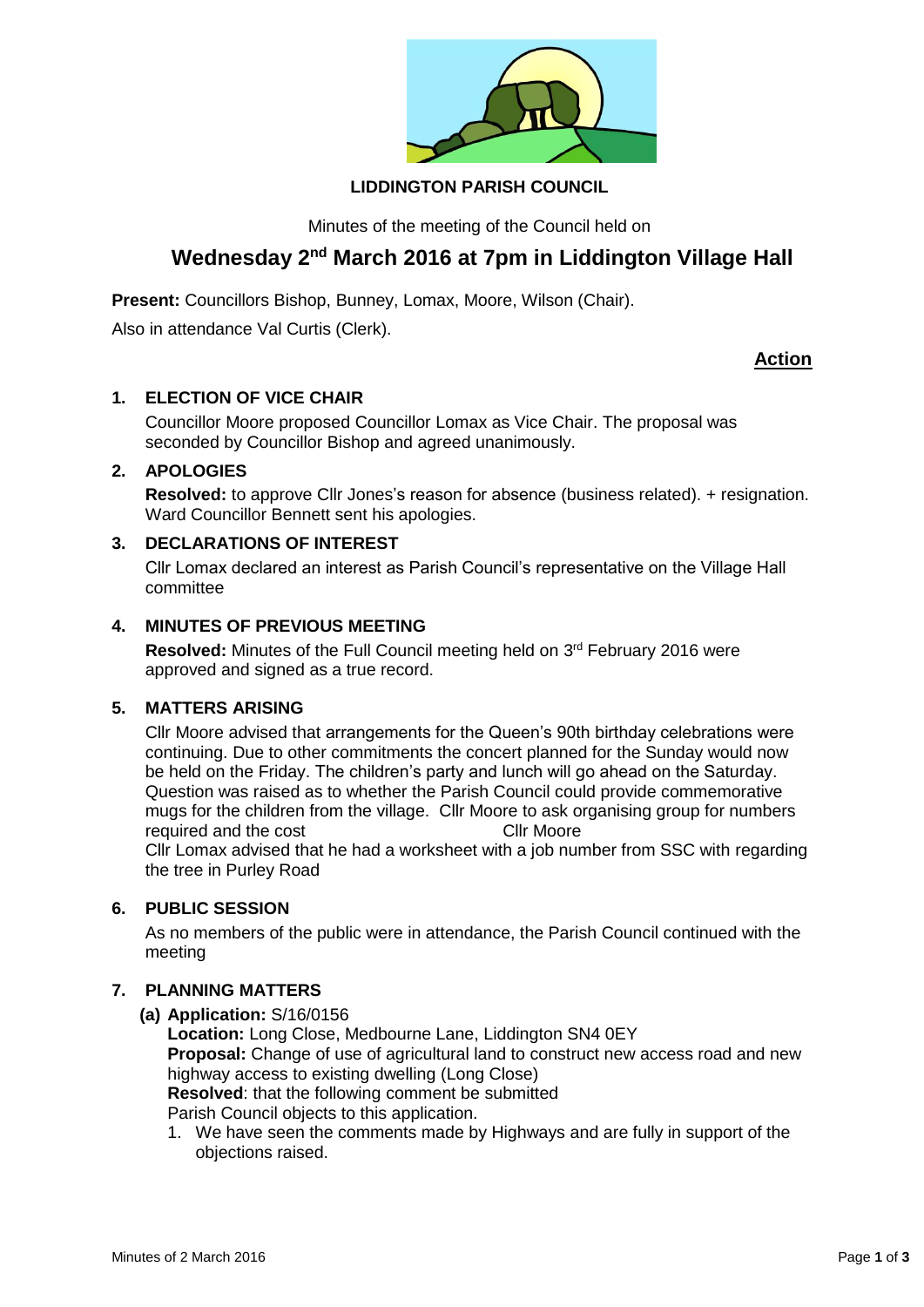**LIDDINGTON PARISH COUNCIL**

Minutes of the meeting of the Council held on

# Wednesday 2nd March 2016 at 7pm in Liddington Village Hall

**Present:** Councillors Bishop, Bunney, Lomax, Moore, Wilson (Chair).

Also in attendance Val Curtis (Clerk).

**Action**

## 1. ELECTION OF VICE CHAIR

Councillor Moore proposed Councillor Lomax as Vice Chair. The proposal was seconded by Councillor Bishop and agreed unanimously.

## 2. APOLOGIES

**Resolved:** to approve Cllr Jones's reason for absence (business related). + resignation. Ward Councillor Bennett sent his apologies.

## 3. DECLARATIONS OF INTEREST

Cllr Lomax declared an interest as Parish Council's representative on the Village Hall committee

## 4. MINUTES OF PREVIOUS MEETING

**Resolved:** Minutes of the Full Council meeting held on 3rd February 2016 were approved and signed as a true record.

## 5. MATTERS ARISING

Cllr Moore advised that arrangements for the Queen's 90th birthday celebrations were continuing. Due to other commitments the concert planned for the Sunday would now be held on the Friday. The children's party and lunch will go ahead on the Saturday. Question was raised as to whether the Parish Council could provide commemorative mugs for the children from the village. Cllr Moore to ask organising group for numbers required and the cost — **Cllr Moore**

Cllr Lomax advised that he had a worksheet with a job number from SSC with regarding the tree in Purley Road

## 6. PUBLIC SESSION

As no members of the public were in attendance, the Parish Council continued with the meeting

## 7. PLANNING MATTERS

**(a) Application:** S/16/0156
**Location:** Long Close, Medbourne Lane, Liddington SN4 0EY
**Proposal:** Change of use of agricultural land to construct new access road and new highway access to existing dwelling (Long Close)
**Resolved**: that the following comment be submitted
Parish Council objects to this application.

1. We have seen the comments made by Highways and are fully in support of the objections raised.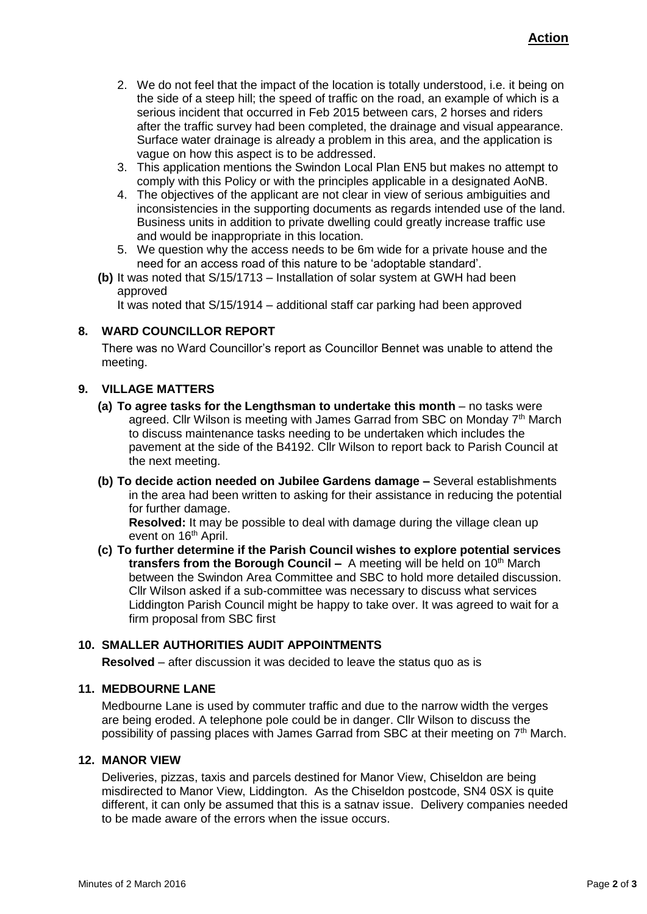**Action**

2. We do not feel that the impact of the location is totally understood, i.e. it being on the side of a steep hill; the speed of traffic on the road, an example of which is a serious incident that occurred in Feb 2015 between cars, 2 horses and riders after the traffic survey had been completed, the drainage and visual appearance. Surface water drainage is already a problem in this area, and the application is vague on how this aspect is to be addressed.
3. This application mentions the Swindon Local Plan EN5 but makes no attempt to comply with this Policy or with the principles applicable in a designated AoNB.
4. The objectives of the applicant are not clear in view of serious ambiguities and inconsistencies in the supporting documents as regards intended use of the land. Business units in addition to private dwelling could greatly increase traffic use and would be inappropriate in this location.
5. We question why the access needs to be 6m wide for a private house and the need for an access road of this nature to be 'adoptable standard'.

**(b)** It was noted that S/15/1713 – Installation of solar system at GWH had been approved
It was noted that S/15/1914 – additional staff car parking had been approved

## 8. WARD COUNCILLOR REPORT

There was no Ward Councillor's report as Councillor Bennet was unable to attend the meeting.

## 9. VILLAGE MATTERS

**(a) To agree tasks for the Lengthsman to undertake this month** – no tasks were agreed. Cllr Wilson is meeting with James Garrad from SBC on Monday 7th March to discuss maintenance tasks needing to be undertaken which includes the pavement at the side of the B4192. Cllr Wilson to report back to Parish Council at the next meeting.

**(b) To decide action needed on Jubilee Gardens damage –** Several establishments in the area had been written to asking for their assistance in reducing the potential for further damage.
**Resolved:** It may be possible to deal with damage during the village clean up event on 16th April.

**(c) To further determine if the Parish Council wishes to explore potential services transfers from the Borough Council –** A meeting will be held on 10th March between the Swindon Area Committee and SBC to hold more detailed discussion. Cllr Wilson asked if a sub-committee was necessary to discuss what services Liddington Parish Council might be happy to take over. It was agreed to wait for a firm proposal from SBC first

## 10. SMALLER AUTHORITIES AUDIT APPOINTMENTS

**Resolved** – after discussion it was decided to leave the status quo as is

## 11. MEDBOURNE LANE

Medbourne Lane is used by commuter traffic and due to the narrow width the verges are being eroded. A telephone pole could be in danger. Cllr Wilson to discuss the possibility of passing places with James Garrad from SBC at their meeting on 7th March.

## 12. MANOR VIEW

Deliveries, pizzas, taxis and parcels destined for Manor View, Chiseldon are being misdirected to Manor View, Liddington. As the Chiseldon postcode, SN4 0SX is quite different, it can only be assumed that this is a satnav issue. Delivery companies needed to be made aware of the errors when the issue occurs.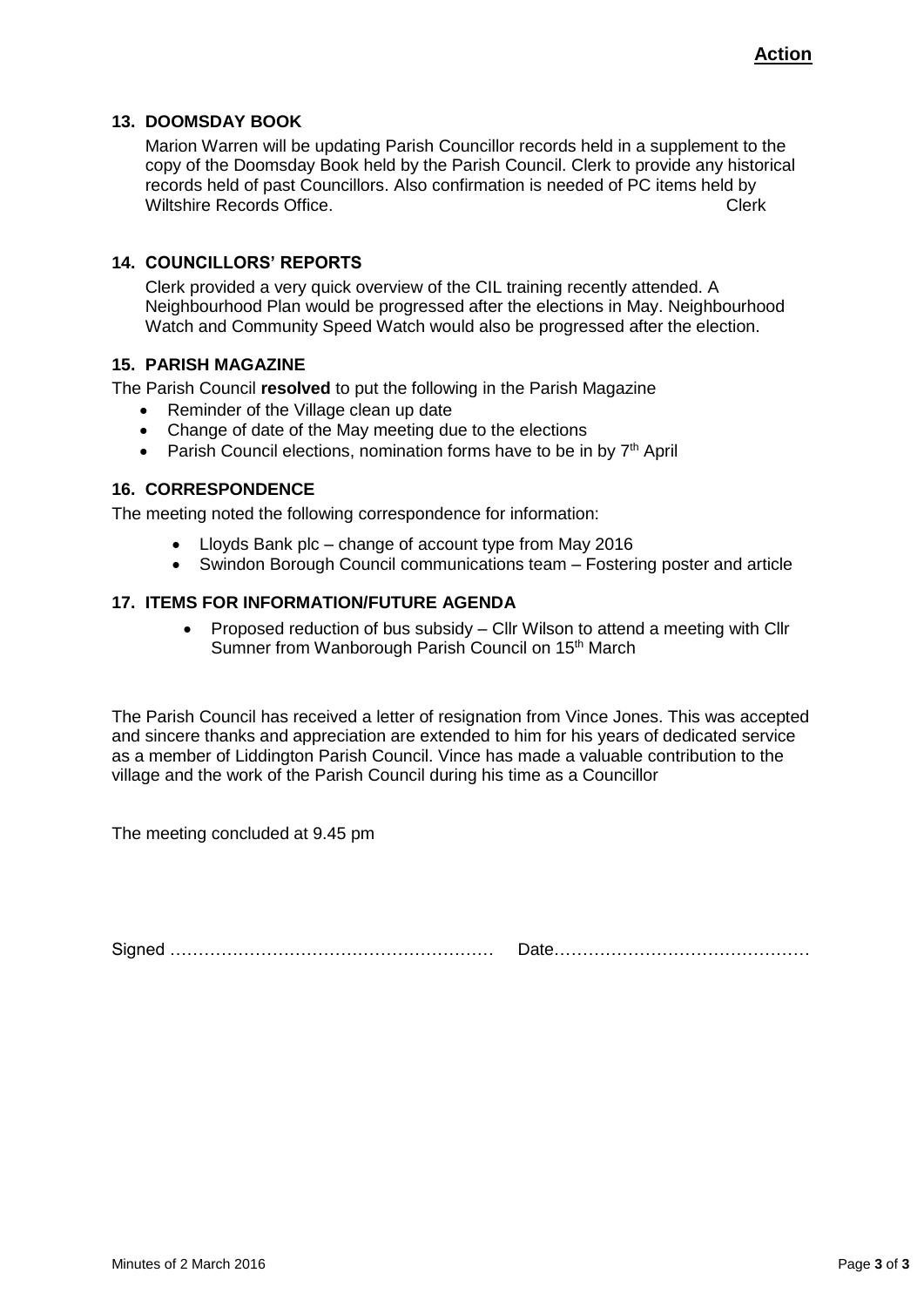**Action**

### 13. DOOMSDAY BOOK

Marion Warren will be updating Parish Councillor records held in a supplement to the copy of the Doomsday Book held by the Parish Council. Clerk to provide any historical records held of past Councillors. Also confirmation is needed of PC items held by Wiltshire Records Office. Clerk

### 14. COUNCILLORS' REPORTS

Clerk provided a very quick overview of the CIL training recently attended. A Neighbourhood Plan would be progressed after the elections in May. Neighbourhood Watch and Community Speed Watch would also be progressed after the election.

### 15. PARISH MAGAZINE

The Parish Council **resolved** to put the following in the Parish Magazine

- Reminder of the Village clean up date
- Change of date of the May meeting due to the elections
- Parish Council elections, nomination forms have to be in by 7th April

### 16. CORRESPONDENCE

The meeting noted the following correspondence for information:

- Lloyds Bank plc – change of account type from May 2016
- Swindon Borough Council communications team – Fostering poster and article

### 17. ITEMS FOR INFORMATION/FUTURE AGENDA

- Proposed reduction of bus subsidy – Cllr Wilson to attend a meeting with Cllr Sumner from Wanborough Parish Council on 15th March

The Parish Council has received a letter of resignation from Vince Jones. This was accepted and sincere thanks and appreciation are extended to him for his years of dedicated service as a member of Liddington Parish Council. Vince has made a valuable contribution to the village and the work of the Parish Council during his time as a Councillor

The meeting concluded at 9.45 pm

Signed ………………………………………………… Date………………………………………